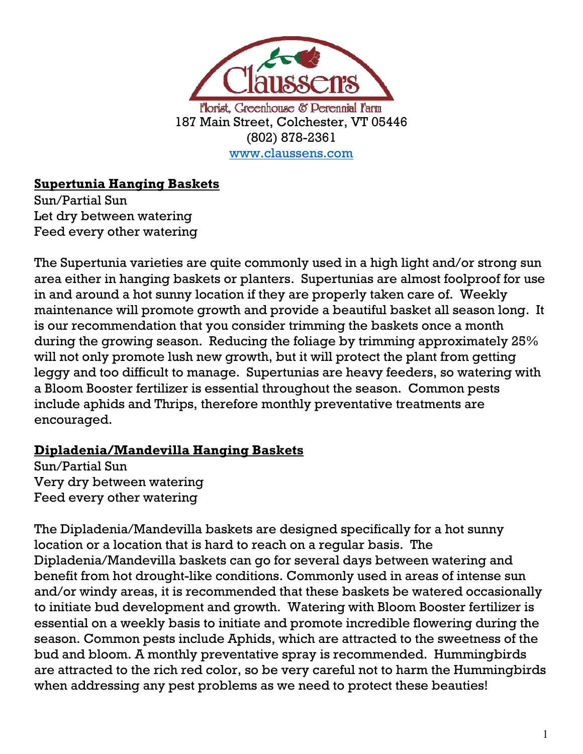Claussen's

Florist, Greenhouse & Perennial Farm

187 Main Street, Colchester, VT 05446

(802) 878-2361

www.claussens.com

## Supertunia Hanging Baskets

Sun/Partial Sun
Let dry between watering
Feed every other watering

The Supertunia varieties are quite commonly used in a high light and/or strong sun area either in hanging baskets or planters. Supertunias are almost foolproof for use in and around a hot sunny location if they are properly taken care of. Weekly maintenance will promote growth and provide a beautiful basket all season long. It is our recommendation that you consider trimming the baskets once a month during the growing season. Reducing the foliage by trimming approximately 25% will not only promote lush new growth, but it will protect the plant from getting leggy and too difficult to manage. Supertunias are heavy feeders, so watering with a Bloom Booster fertilizer is essential throughout the season. Common pests include aphids and Thrips, therefore monthly preventative treatments are encouraged.

## Dipladenia/Mandevilla Hanging Baskets

Sun/Partial Sun
Very dry between watering
Feed every other watering

The Dipladenia/Mandevilla baskets are designed specifically for a hot sunny location or a location that is hard to reach on a regular basis. The Dipladenia/Mandevilla baskets can go for several days between watering and benefit from hot drought-like conditions. Commonly used in areas of intense sun and/or windy areas, it is recommended that these baskets be watered occasionally to initiate bud development and growth. Watering with Bloom Booster fertilizer is essential on a weekly basis to initiate and promote incredible flowering during the season. Common pests include Aphids, which are attracted to the sweetness of the bud and bloom. A monthly preventative spray is recommended. Hummingbirds are attracted to the rich red color, so be very careful not to harm the Hummingbirds when addressing any pest problems as we need to protect these beauties!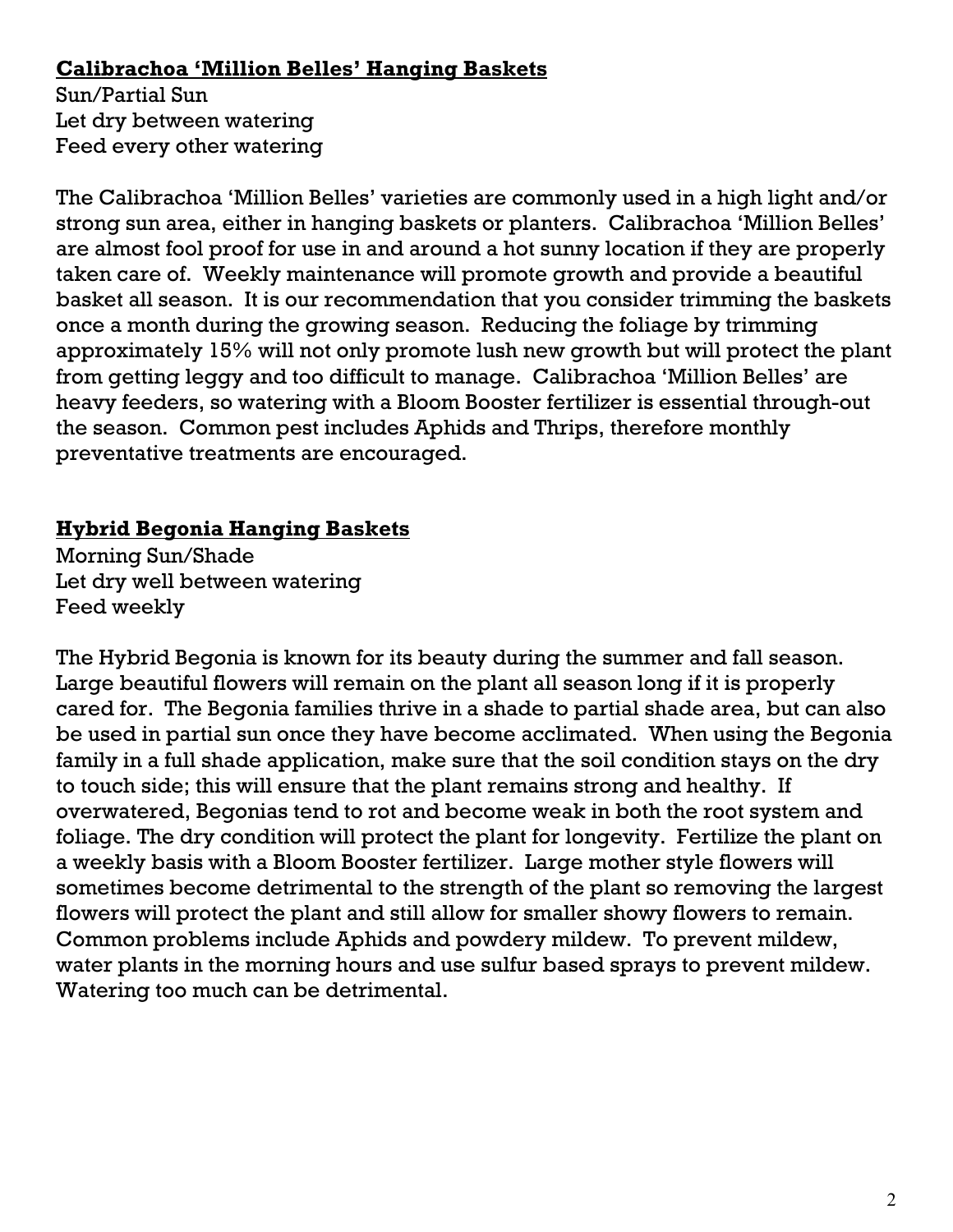## **Calibrachoa 'Million Belles' Hanging Baskets**

Sun/Partial Sun
Let dry between watering
Feed every other watering

The Calibrachoa 'Million Belles' varieties are commonly used in a high light and/or strong sun area, either in hanging baskets or planters. Calibrachoa 'Million Belles' are almost fool proof for use in and around a hot sunny location if they are properly taken care of. Weekly maintenance will promote growth and provide a beautiful basket all season. It is our recommendation that you consider trimming the baskets once a month during the growing season. Reducing the foliage by trimming approximately 15% will not only promote lush new growth but will protect the plant from getting leggy and too difficult to manage. Calibrachoa 'Million Belles' are heavy feeders, so watering with a Bloom Booster fertilizer is essential through-out the season. Common pest includes Aphids and Thrips, therefore monthly preventative treatments are encouraged.

## **Hybrid Begonia Hanging Baskets**

Morning Sun/Shade
Let dry well between watering
Feed weekly

The Hybrid Begonia is known for its beauty during the summer and fall season. Large beautiful flowers will remain on the plant all season long if it is properly cared for. The Begonia families thrive in a shade to partial shade area, but can also be used in partial sun once they have become acclimated. When using the Begonia family in a full shade application, make sure that the soil condition stays on the dry to touch side; this will ensure that the plant remains strong and healthy. If overwatered, Begonias tend to rot and become weak in both the root system and foliage. The dry condition will protect the plant for longevity. Fertilize the plant on a weekly basis with a Bloom Booster fertilizer. Large mother style flowers will sometimes become detrimental to the strength of the plant so removing the largest flowers will protect the plant and still allow for smaller showy flowers to remain. Common problems include Aphids and powdery mildew. To prevent mildew, water plants in the morning hours and use sulfur based sprays to prevent mildew. Watering too much can be detrimental.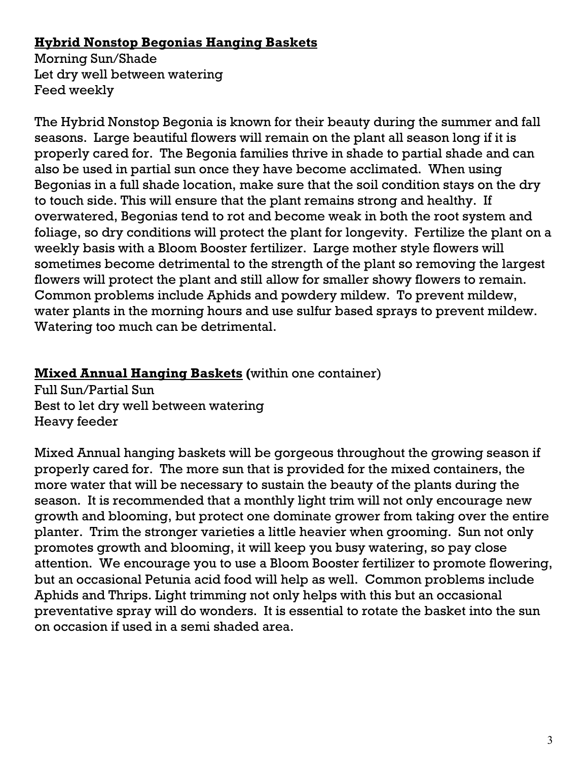## Hybrid Nonstop Begonias Hanging Baskets

Morning Sun/Shade
Let dry well between watering
Feed weekly

The Hybrid Nonstop Begonia is known for their beauty during the summer and fall seasons. Large beautiful flowers will remain on the plant all season long if it is properly cared for. The Begonia families thrive in shade to partial shade and can also be used in partial sun once they have become acclimated. When using Begonias in a full shade location, make sure that the soil condition stays on the dry to touch side. This will ensure that the plant remains strong and healthy. If overwatered, Begonias tend to rot and become weak in both the root system and foliage, so dry conditions will protect the plant for longevity. Fertilize the plant on a weekly basis with a Bloom Booster fertilizer. Large mother style flowers will sometimes become detrimental to the strength of the plant so removing the largest flowers will protect the plant and still allow for smaller showy flowers to remain. Common problems include Aphids and powdery mildew. To prevent mildew, water plants in the morning hours and use sulfur based sprays to prevent mildew. Watering too much can be detrimental.

## Mixed Annual Hanging Baskets (within one container)

Full Sun/Partial Sun
Best to let dry well between watering
Heavy feeder

Mixed Annual hanging baskets will be gorgeous throughout the growing season if properly cared for. The more sun that is provided for the mixed containers, the more water that will be necessary to sustain the beauty of the plants during the season. It is recommended that a monthly light trim will not only encourage new growth and blooming, but protect one dominate grower from taking over the entire planter. Trim the stronger varieties a little heavier when grooming. Sun not only promotes growth and blooming, it will keep you busy watering, so pay close attention. We encourage you to use a Bloom Booster fertilizer to promote flowering, but an occasional Petunia acid food will help as well. Common problems include Aphids and Thrips. Light trimming not only helps with this but an occasional preventative spray will do wonders. It is essential to rotate the basket into the sun on occasion if used in a semi shaded area.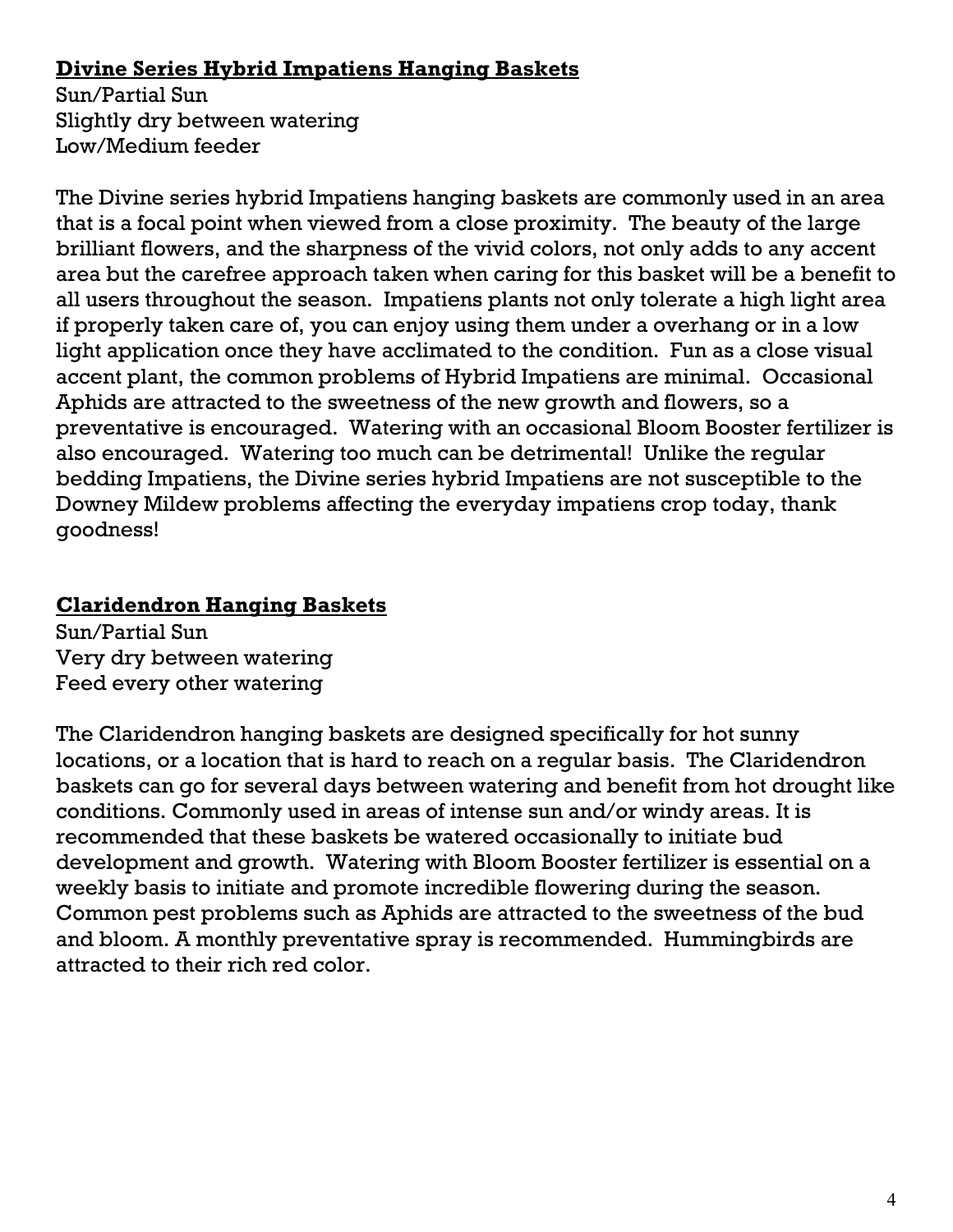## Divine Series Hybrid Impatiens Hanging Baskets

Sun/Partial Sun
Slightly dry between watering
Low/Medium feeder

The Divine series hybrid Impatiens hanging baskets are commonly used in an area that is a focal point when viewed from a close proximity. The beauty of the large brilliant flowers, and the sharpness of the vivid colors, not only adds to any accent area but the carefree approach taken when caring for this basket will be a benefit to all users throughout the season. Impatiens plants not only tolerate a high light area if properly taken care of, you can enjoy using them under a overhang or in a low light application once they have acclimated to the condition. Fun as a close visual accent plant, the common problems of Hybrid Impatiens are minimal. Occasional Aphids are attracted to the sweetness of the new growth and flowers, so a preventative is encouraged. Watering with an occasional Bloom Booster fertilizer is also encouraged. Watering too much can be detrimental! Unlike the regular bedding Impatiens, the Divine series hybrid Impatiens are not susceptible to the Downey Mildew problems affecting the everyday impatiens crop today, thank goodness!

## Claridendron Hanging Baskets

Sun/Partial Sun
Very dry between watering
Feed every other watering

The Claridendron hanging baskets are designed specifically for hot sunny locations, or a location that is hard to reach on a regular basis. The Claridendron baskets can go for several days between watering and benefit from hot drought like conditions. Commonly used in areas of intense sun and/or windy areas. It is recommended that these baskets be watered occasionally to initiate bud development and growth. Watering with Bloom Booster fertilizer is essential on a weekly basis to initiate and promote incredible flowering during the season. Common pest problems such as Aphids are attracted to the sweetness of the bud and bloom. A monthly preventative spray is recommended. Hummingbirds are attracted to their rich red color.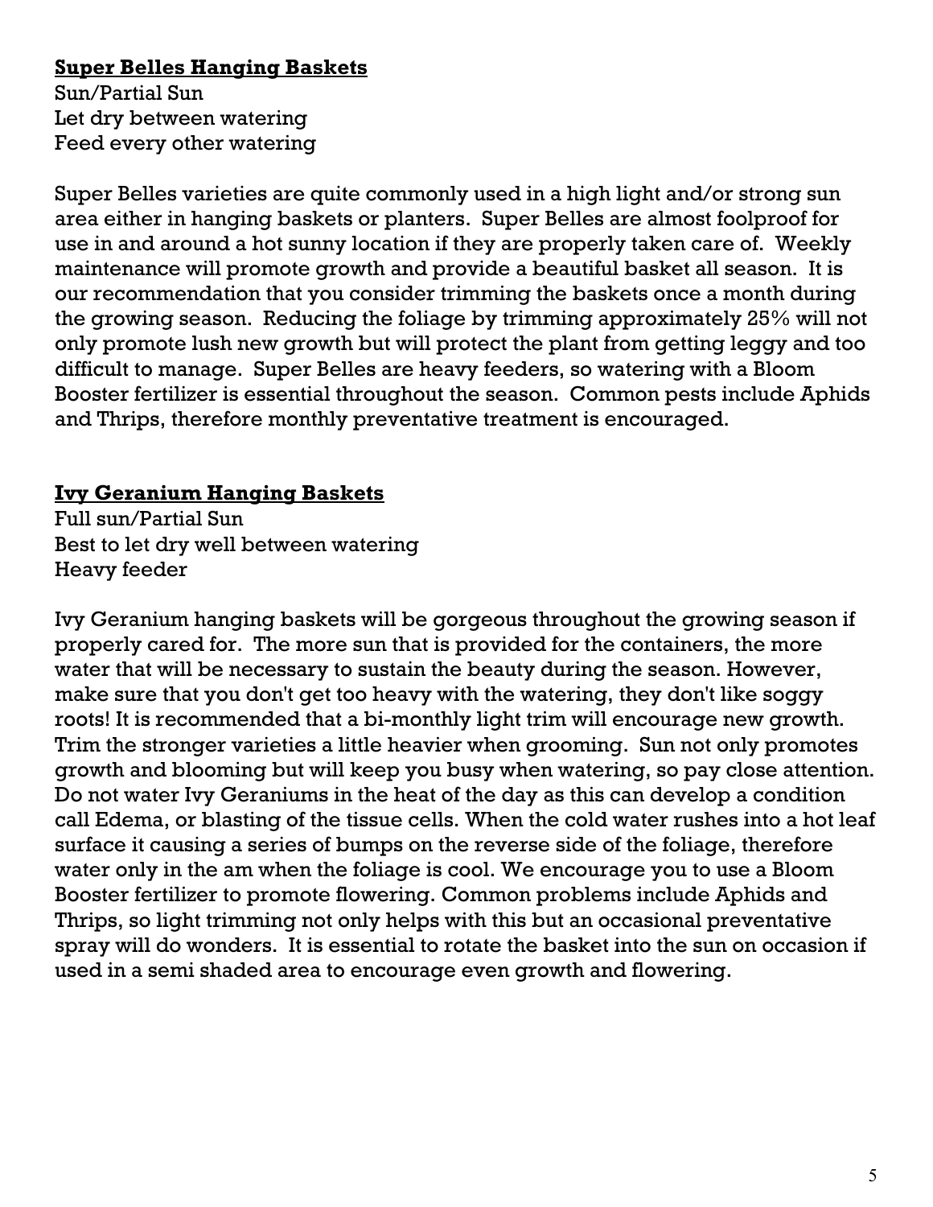**Super Belles Hanging Baskets**

Sun/Partial Sun
Let dry between watering
Feed every other watering

Super Belles varieties are quite commonly used in a high light and/or strong sun area either in hanging baskets or planters. Super Belles are almost foolproof for use in and around a hot sunny location if they are properly taken care of. Weekly maintenance will promote growth and provide a beautiful basket all season. It is our recommendation that you consider trimming the baskets once a month during the growing season. Reducing the foliage by trimming approximately 25% will not only promote lush new growth but will protect the plant from getting leggy and too difficult to manage. Super Belles are heavy feeders, so watering with a Bloom Booster fertilizer is essential throughout the season. Common pests include Aphids and Thrips, therefore monthly preventative treatment is encouraged.

**Ivy Geranium Hanging Baskets**

Full sun/Partial Sun
Best to let dry well between watering
Heavy feeder

Ivy Geranium hanging baskets will be gorgeous throughout the growing season if properly cared for. The more sun that is provided for the containers, the more water that will be necessary to sustain the beauty during the season. However, make sure that you don't get too heavy with the watering, they don't like soggy roots! It is recommended that a bi-monthly light trim will encourage new growth. Trim the stronger varieties a little heavier when grooming. Sun not only promotes growth and blooming but will keep you busy when watering, so pay close attention. Do not water Ivy Geraniums in the heat of the day as this can develop a condition call Edema, or blasting of the tissue cells. When the cold water rushes into a hot leaf surface it causing a series of bumps on the reverse side of the foliage, therefore water only in the am when the foliage is cool. We encourage you to use a Bloom Booster fertilizer to promote flowering. Common problems include Aphids and Thrips, so light trimming not only helps with this but an occasional preventative spray will do wonders. It is essential to rotate the basket into the sun on occasion if used in a semi shaded area to encourage even growth and flowering.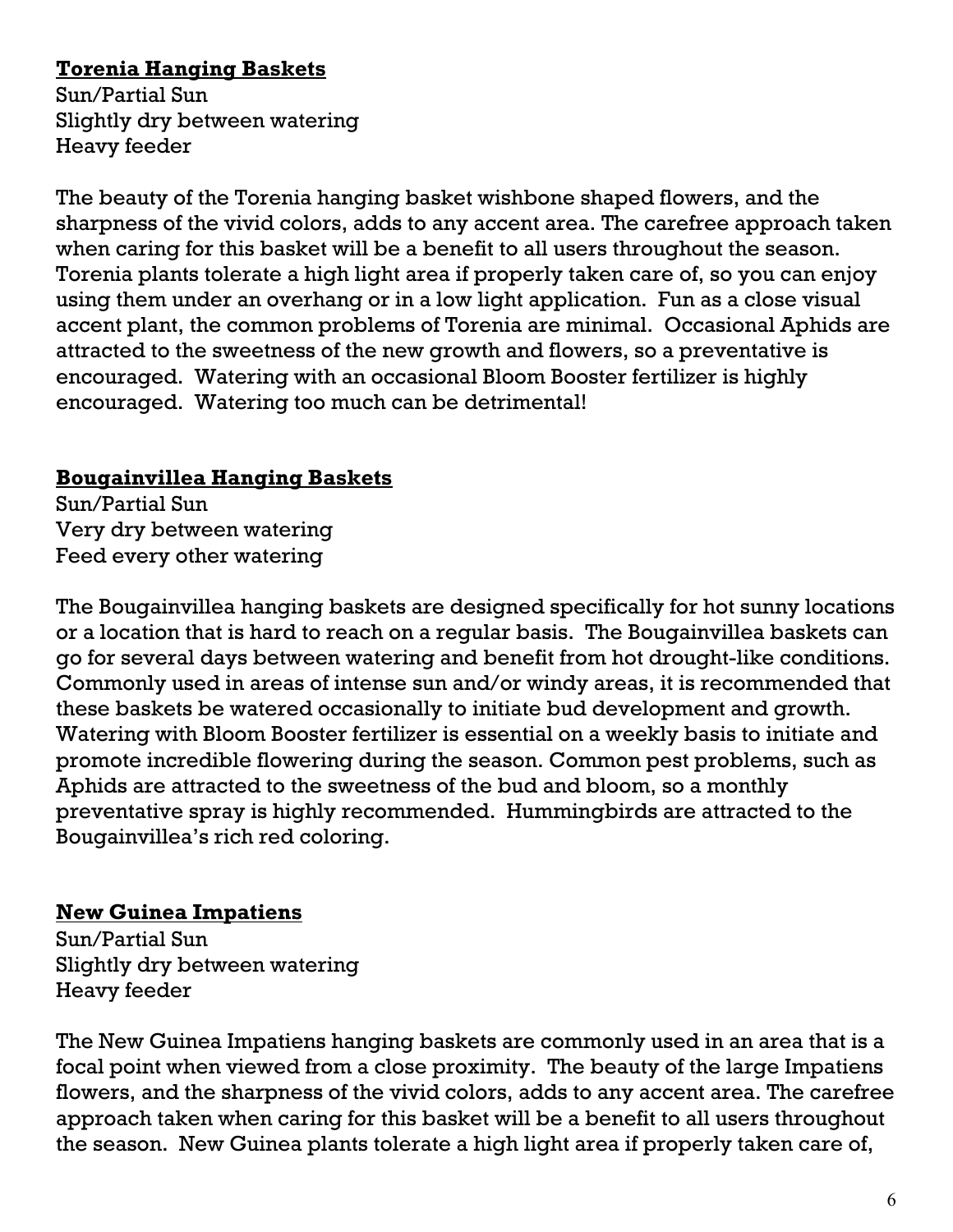**Torenia Hanging Baskets**

Sun/Partial Sun
Slightly dry between watering
Heavy feeder

The beauty of the Torenia hanging basket wishbone shaped flowers, and the sharpness of the vivid colors, adds to any accent area. The carefree approach taken when caring for this basket will be a benefit to all users throughout the season. Torenia plants tolerate a high light area if properly taken care of, so you can enjoy using them under an overhang or in a low light application. Fun as a close visual accent plant, the common problems of Torenia are minimal. Occasional Aphids are attracted to the sweetness of the new growth and flowers, so a preventative is encouraged. Watering with an occasional Bloom Booster fertilizer is highly encouraged. Watering too much can be detrimental!

**Bougainvillea Hanging Baskets**

Sun/Partial Sun
Very dry between watering
Feed every other watering

The Bougainvillea hanging baskets are designed specifically for hot sunny locations or a location that is hard to reach on a regular basis. The Bougainvillea baskets can go for several days between watering and benefit from hot drought-like conditions. Commonly used in areas of intense sun and/or windy areas, it is recommended that these baskets be watered occasionally to initiate bud development and growth. Watering with Bloom Booster fertilizer is essential on a weekly basis to initiate and promote incredible flowering during the season. Common pest problems, such as Aphids are attracted to the sweetness of the bud and bloom, so a monthly preventative spray is highly recommended. Hummingbirds are attracted to the Bougainvillea's rich red coloring.

**New Guinea Impatiens**

Sun/Partial Sun
Slightly dry between watering
Heavy feeder

The New Guinea Impatiens hanging baskets are commonly used in an area that is a focal point when viewed from a close proximity. The beauty of the large Impatiens flowers, and the sharpness of the vivid colors, adds to any accent area. The carefree approach taken when caring for this basket will be a benefit to all users throughout the season. New Guinea plants tolerate a high light area if properly taken care of,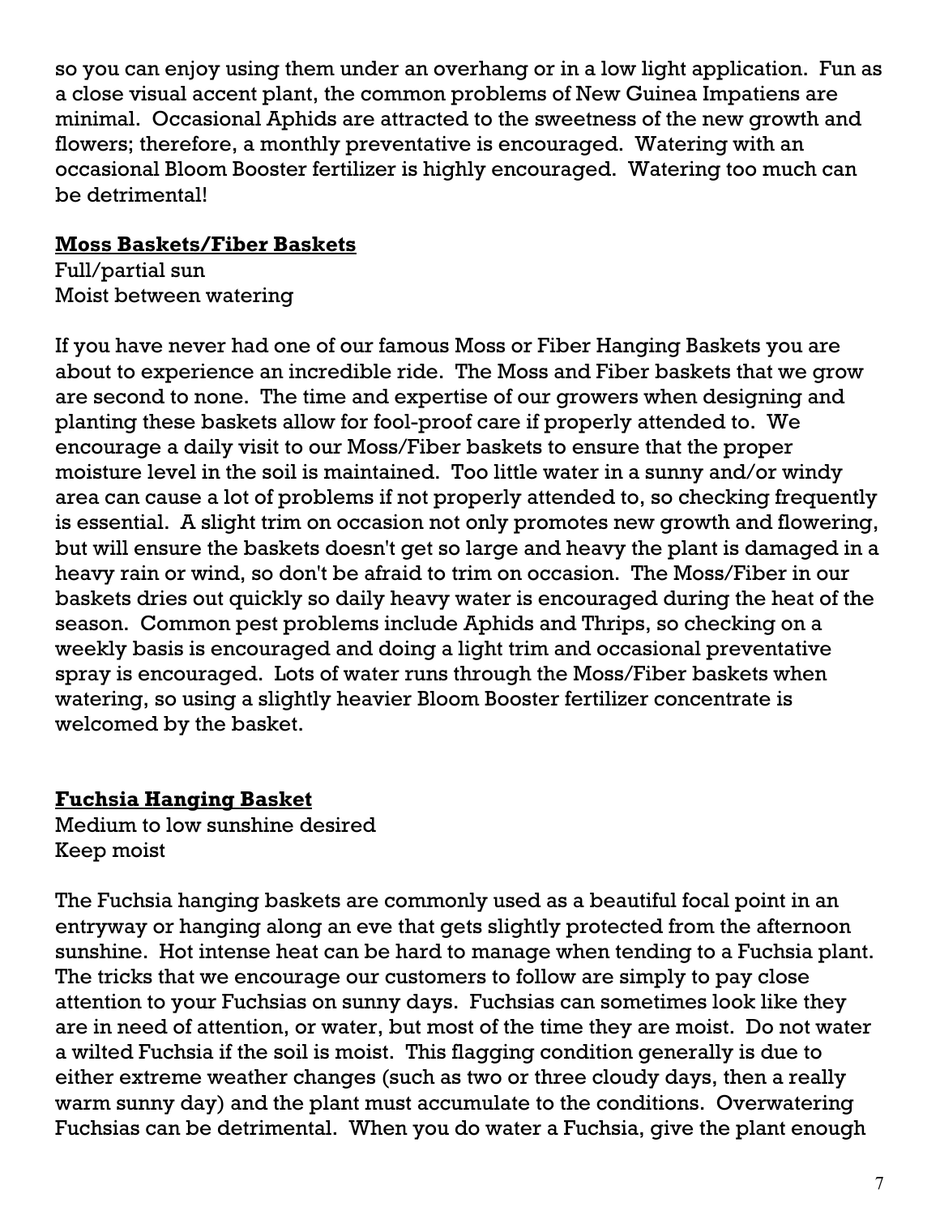so you can enjoy using them under an overhang or in a low light application. Fun as a close visual accent plant, the common problems of New Guinea Impatiens are minimal. Occasional Aphids are attracted to the sweetness of the new growth and flowers; therefore, a monthly preventative is encouraged. Watering with an occasional Bloom Booster fertilizer is highly encouraged. Watering too much can be detrimental!

## Moss Baskets/Fiber Baskets

Full/partial sun
Moist between watering

If you have never had one of our famous Moss or Fiber Hanging Baskets you are about to experience an incredible ride. The Moss and Fiber baskets that we grow are second to none. The time and expertise of our growers when designing and planting these baskets allow for fool-proof care if properly attended to. We encourage a daily visit to our Moss/Fiber baskets to ensure that the proper moisture level in the soil is maintained. Too little water in a sunny and/or windy area can cause a lot of problems if not properly attended to, so checking frequently is essential. A slight trim on occasion not only promotes new growth and flowering, but will ensure the baskets doesn't get so large and heavy the plant is damaged in a heavy rain or wind, so don't be afraid to trim on occasion. The Moss/Fiber in our baskets dries out quickly so daily heavy water is encouraged during the heat of the season. Common pest problems include Aphids and Thrips, so checking on a weekly basis is encouraged and doing a light trim and occasional preventative spray is encouraged. Lots of water runs through the Moss/Fiber baskets when watering, so using a slightly heavier Bloom Booster fertilizer concentrate is welcomed by the basket.

## Fuchsia Hanging Basket

Medium to low sunshine desired
Keep moist

The Fuchsia hanging baskets are commonly used as a beautiful focal point in an entryway or hanging along an eve that gets slightly protected from the afternoon sunshine. Hot intense heat can be hard to manage when tending to a Fuchsia plant. The tricks that we encourage our customers to follow are simply to pay close attention to your Fuchsias on sunny days. Fuchsias can sometimes look like they are in need of attention, or water, but most of the time they are moist. Do not water a wilted Fuchsia if the soil is moist. This flagging condition generally is due to either extreme weather changes (such as two or three cloudy days, then a really warm sunny day) and the plant must accumulate to the conditions. Overwatering Fuchsias can be detrimental. When you do water a Fuchsia, give the plant enough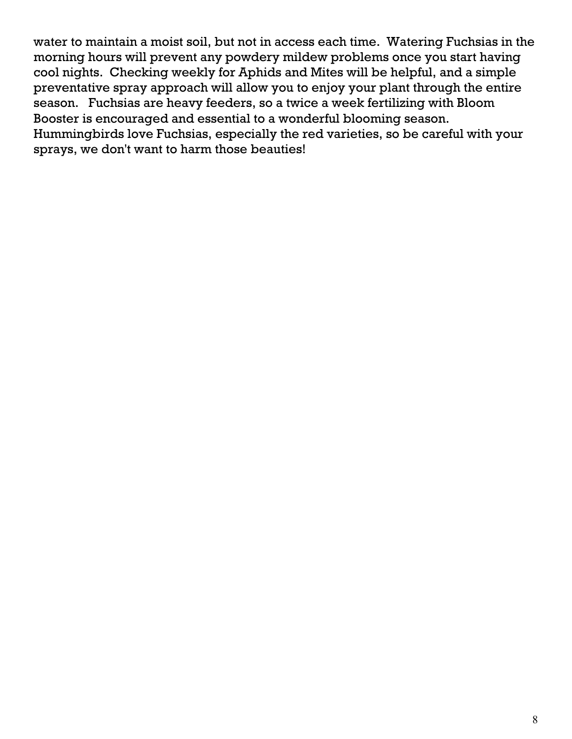water to maintain a moist soil, but not in access each time. Watering Fuchsias in the morning hours will prevent any powdery mildew problems once you start having cool nights. Checking weekly for Aphids and Mites will be helpful, and a simple preventative spray approach will allow you to enjoy your plant through the entire season. Fuchsias are heavy feeders, so a twice a week fertilizing with Bloom Booster is encouraged and essential to a wonderful blooming season. Hummingbirds love Fuchsias, especially the red varieties, so be careful with your sprays, we don't want to harm those beauties!